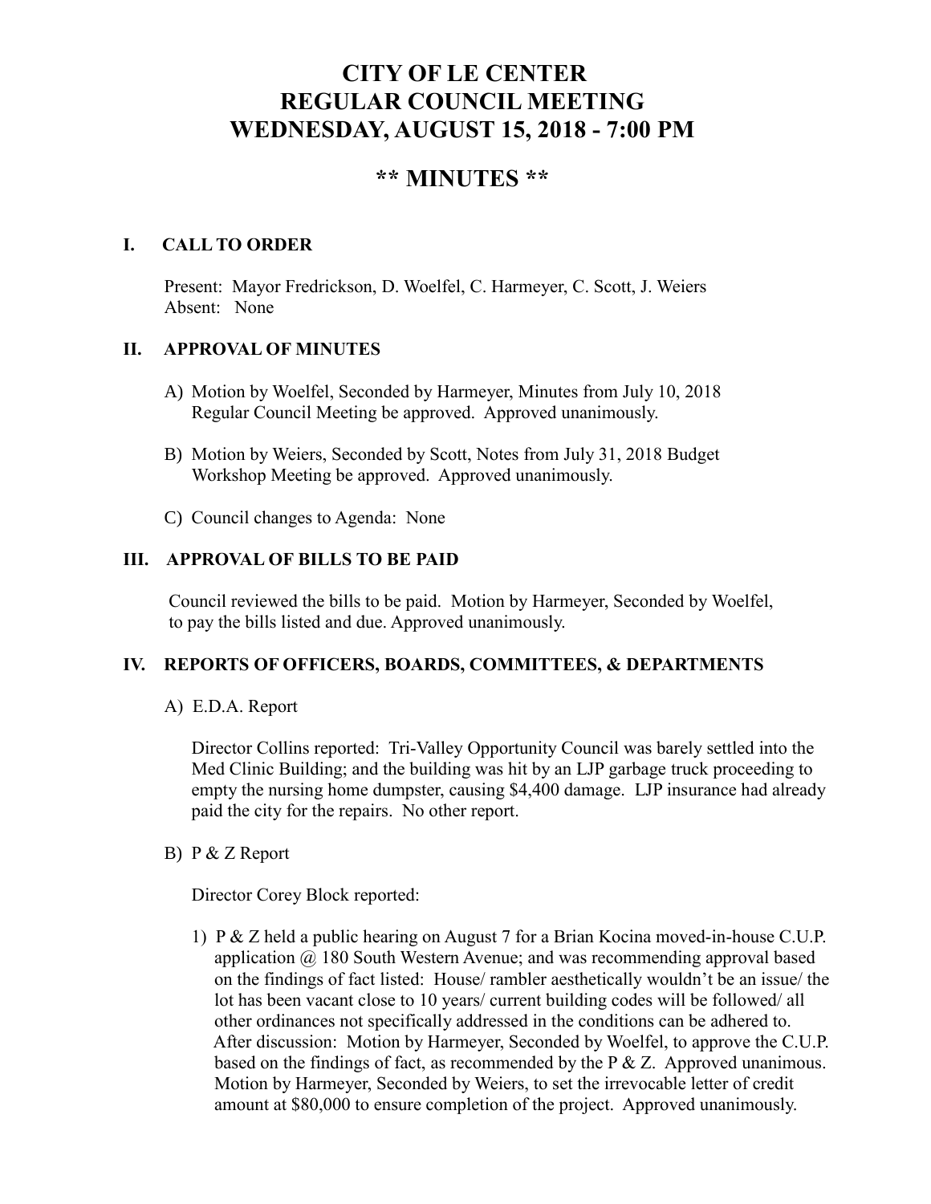# CITY OF LE CENTER
# REGULAR COUNCIL MEETING
# WEDNESDAY, AUGUST 15, 2018 - 7:00 PM

## ** MINUTES **

### I. CALL TO ORDER

Present: Mayor Fredrickson, D. Woelfel, C. Harmeyer, C. Scott, J. Weiers
Absent: None

### II. APPROVAL OF MINUTES

A) Motion by Woelfel, Seconded by Harmeyer, Minutes from July 10, 2018 Regular Council Meeting be approved. Approved unanimously.

B) Motion by Weiers, Seconded by Scott, Notes from July 31, 2018 Budget Workshop Meeting be approved. Approved unanimously.

C) Council changes to Agenda: None

### III. APPROVAL OF BILLS TO BE PAID

Council reviewed the bills to be paid. Motion by Harmeyer, Seconded by Woelfel, to pay the bills listed and due. Approved unanimously.

### IV. REPORTS OF OFFICERS, BOARDS, COMMITTEES, & DEPARTMENTS

A) E.D.A. Report

Director Collins reported: Tri-Valley Opportunity Council was barely settled into the Med Clinic Building; and the building was hit by an LJP garbage truck proceeding to empty the nursing home dumpster, causing $4,400 damage. LJP insurance had already paid the city for the repairs. No other report.

B) P & Z Report

Director Corey Block reported:

1) P & Z held a public hearing on August 7 for a Brian Kocina moved-in-house C.U.P. application @ 180 South Western Avenue; and was recommending approval based on the findings of fact listed: House/ rambler aesthetically wouldn't be an issue/ the lot has been vacant close to 10 years/ current building codes will be followed/ all other ordinances not specifically addressed in the conditions can be adhered to. After discussion: Motion by Harmeyer, Seconded by Woelfel, to approve the C.U.P. based on the findings of fact, as recommended by the P & Z. Approved unanimous. Motion by Harmeyer, Seconded by Weiers, to set the irrevocable letter of credit amount at $80,000 to ensure completion of the project. Approved unanimously.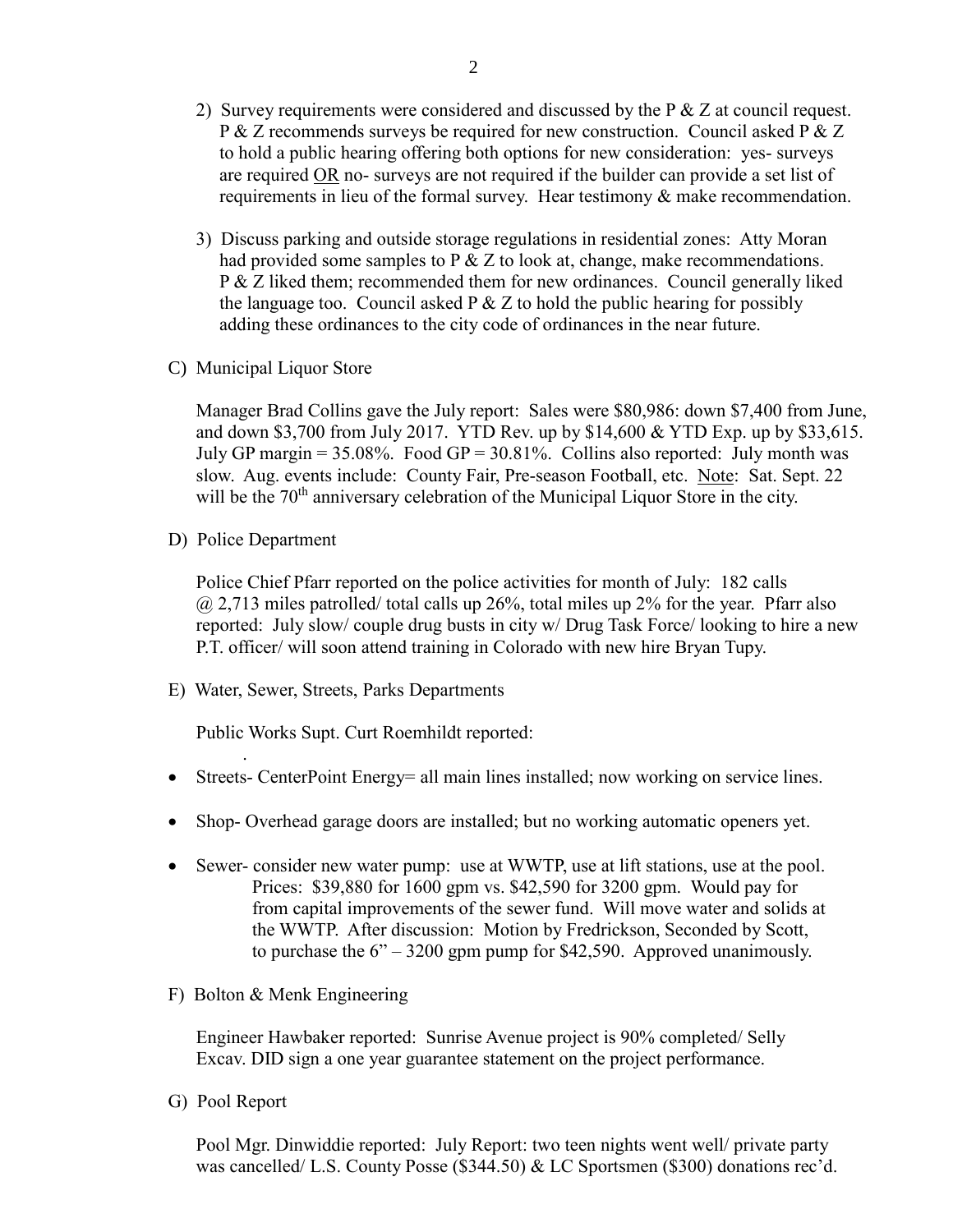2) Survey requirements were considered and discussed by the P & Z at council request. P & Z recommends surveys be required for new construction. Council asked P & Z to hold a public hearing offering both options for new consideration: yes- surveys are required OR no- surveys are not required if the builder can provide a set list of requirements in lieu of the formal survey. Hear testimony & make recommendation.

3) Discuss parking and outside storage regulations in residential zones: Atty Moran had provided some samples to P & Z to look at, change, make recommendations. P & Z liked them; recommended them for new ordinances. Council generally liked the language too. Council asked P & Z to hold the public hearing for possibly adding these ordinances to the city code of ordinances in the near future.

C) Municipal Liquor Store

Manager Brad Collins gave the July report: Sales were $80,986: down $7,400 from June, and down $3,700 from July 2017. YTD Rev. up by $14,600 & YTD Exp. up by $33,615. July GP margin = 35.08%. Food GP = 30.81%. Collins also reported: July month was slow. Aug. events include: County Fair, Pre-season Football, etc. Note: Sat. Sept. 22 will be the 70th anniversary celebration of the Municipal Liquor Store in the city.

D) Police Department

Police Chief Pfarr reported on the police activities for month of July: 182 calls @ 2,713 miles patrolled/ total calls up 26%, total miles up 2% for the year. Pfarr also reported: July slow/ couple drug busts in city w/ Drug Task Force/ looking to hire a new P.T. officer/ will soon attend training in Colorado with new hire Bryan Tupy.

E) Water, Sewer, Streets, Parks Departments

Public Works Supt. Curt Roemhildt reported:

- Streets- CenterPoint Energy= all main lines installed; now working on service lines.
- Shop- Overhead garage doors are installed; but no working automatic openers yet.
- Sewer- consider new water pump: use at WWTP, use at lift stations, use at the pool. Prices: $39,880 for 1600 gpm vs. $42,590 for 3200 gpm. Would pay for from capital improvements of the sewer fund. Will move water and solids at the WWTP. After discussion: Motion by Fredrickson, Seconded by Scott, to purchase the 6" – 3200 gpm pump for $42,590. Approved unanimously.

F) Bolton & Menk Engineering

Engineer Hawbaker reported: Sunrise Avenue project is 90% completed/ Selly Excav. DID sign a one year guarantee statement on the project performance.

G) Pool Report

Pool Mgr. Dinwiddie reported: July Report: two teen nights went well/ private party was cancelled/ L.S. County Posse ($344.50) & LC Sportsmen ($300) donations rec'd.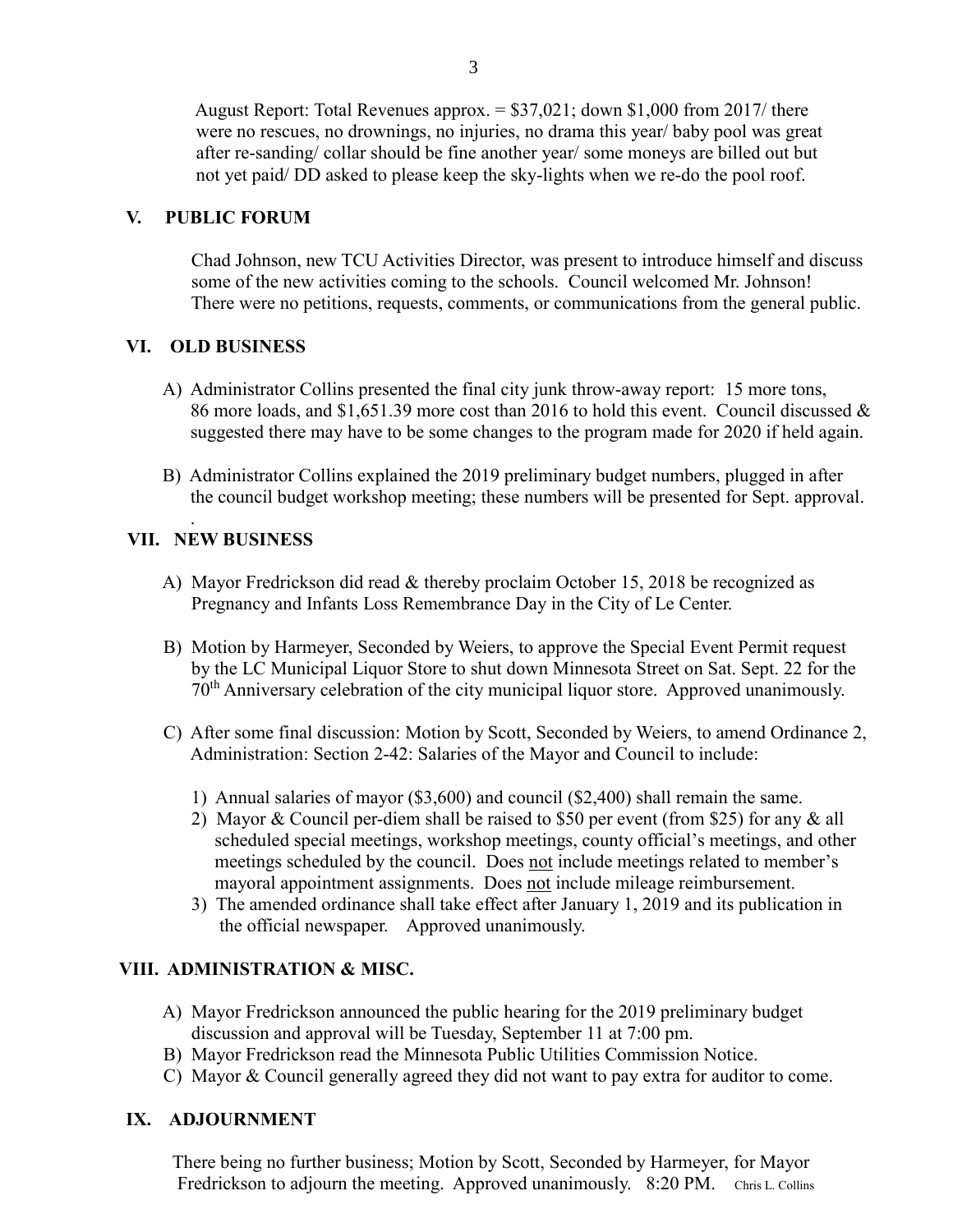August Report: Total Revenues approx. = $37,021; down $1,000 from 2017/ there were no rescues, no drownings, no injuries, no drama this year/ baby pool was great after re-sanding/ collar should be fine another year/ some moneys are billed out but not yet paid/ DD asked to please keep the sky-lights when we re-do the pool roof.

## V. PUBLIC FORUM

Chad Johnson, new TCU Activities Director, was present to introduce himself and discuss some of the new activities coming to the schools. Council welcomed Mr. Johnson! There were no petitions, requests, comments, or communications from the general public.

## VI. OLD BUSINESS

A) Administrator Collins presented the final city junk throw-away report: 15 more tons, 86 more loads, and $1,651.39 more cost than 2016 to hold this event. Council discussed & suggested there may have to be some changes to the program made for 2020 if held again.

B) Administrator Collins explained the 2019 preliminary budget numbers, plugged in after the council budget workshop meeting; these numbers will be presented for Sept. approval.

.

## VII. NEW BUSINESS

A) Mayor Fredrickson did read & thereby proclaim October 15, 2018 be recognized as Pregnancy and Infants Loss Remembrance Day in the City of Le Center.

B) Motion by Harmeyer, Seconded by Weiers, to approve the Special Event Permit request by the LC Municipal Liquor Store to shut down Minnesota Street on Sat. Sept. 22 for the 70th Anniversary celebration of the city municipal liquor store. Approved unanimously.

C) After some final discussion: Motion by Scott, Seconded by Weiers, to amend Ordinance 2, Administration: Section 2-42: Salaries of the Mayor and Council to include:

1) Annual salaries of mayor ($3,600) and council ($2,400) shall remain the same.
2) Mayor & Council per-diem shall be raised to $50 per event (from $25) for any & all scheduled special meetings, workshop meetings, county official's meetings, and other meetings scheduled by the council. Does not include meetings related to member's mayoral appointment assignments. Does not include mileage reimbursement.
3) The amended ordinance shall take effect after January 1, 2019 and its publication in the official newspaper. Approved unanimously.

## VIII. ADMINISTRATION & MISC.

A) Mayor Fredrickson announced the public hearing for the 2019 preliminary budget discussion and approval will be Tuesday, September 11 at 7:00 pm.
B) Mayor Fredrickson read the Minnesota Public Utilities Commission Notice.
C) Mayor & Council generally agreed they did not want to pay extra for auditor to come.

## IX. ADJOURNMENT

There being no further business; Motion by Scott, Seconded by Harmeyer, for Mayor Fredrickson to adjourn the meeting. Approved unanimously. 8:20 PM. Chris L. Collins